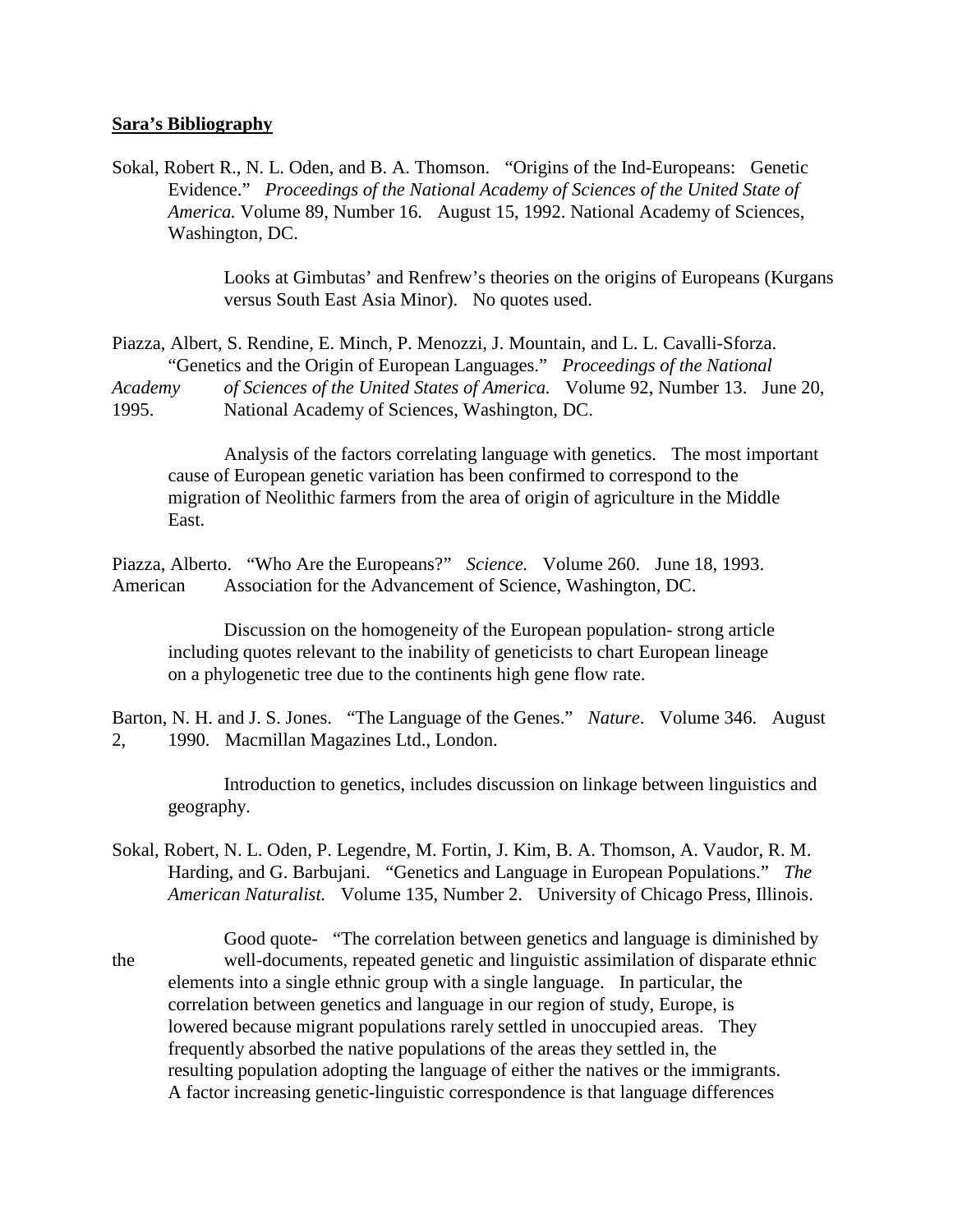**Sara's Bibliography**

Sokal, Robert R., N. L. Oden, and B. A. Thomson. "Origins of the Ind-Europeans: Genetic Evidence." *Proceedings of the National Academy of Sciences of the United State of America.* Volume 89, Number 16. August 15, 1992. National Academy of Sciences, Washington, DC.

> Looks at Gimbutas' and Renfrew's theories on the origins of Europeans (Kurgans versus South East Asia Minor). No quotes used.

Piazza, Albert, S. Rendine, E. Minch, P. Menozzi, J. Mountain, and L. L. Cavalli-Sforza. "Genetics and the Origin of European Languages." *Proceedings of the National Academy of Sciences of the United States of America.* Volume 92, Number 13. June 20, 1995. National Academy of Sciences, Washington, DC.

> Analysis of the factors correlating language with genetics. The most important cause of European genetic variation has been confirmed to correspond to the migration of Neolithic farmers from the area of origin of agriculture in the Middle East.

Piazza, Alberto. "Who Are the Europeans?" *Science.* Volume 260. June 18, 1993. American Association for the Advancement of Science, Washington, DC.

> Discussion on the homogeneity of the European population- strong article including quotes relevant to the inability of geneticists to chart European lineage on a phylogenetic tree due to the continents high gene flow rate.

Barton, N. H. and J. S. Jones. "The Language of the Genes." *Nature*. Volume 346. August 2, 1990. Macmillan Magazines Ltd., London.

> Introduction to genetics, includes discussion on linkage between linguistics and geography.

Sokal, Robert, N. L. Oden, P. Legendre, M. Fortin, J. Kim, B. A. Thomson, A. Vaudor, R. M. Harding, and G. Barbujani. "Genetics and Language in European Populations." *The American Naturalist.* Volume 135, Number 2. University of Chicago Press, Illinois.

> Good quote- "The correlation between genetics and language is diminished by the well-documents, repeated genetic and linguistic assimilation of disparate ethnic elements into a single ethnic group with a single language. In particular, the correlation between genetics and language in our region of study, Europe, is lowered because migrant populations rarely settled in unoccupied areas. They frequently absorbed the native populations of the areas they settled in, the resulting population adopting the language of either the natives or the immigrants. A factor increasing genetic-linguistic correspondence is that language differences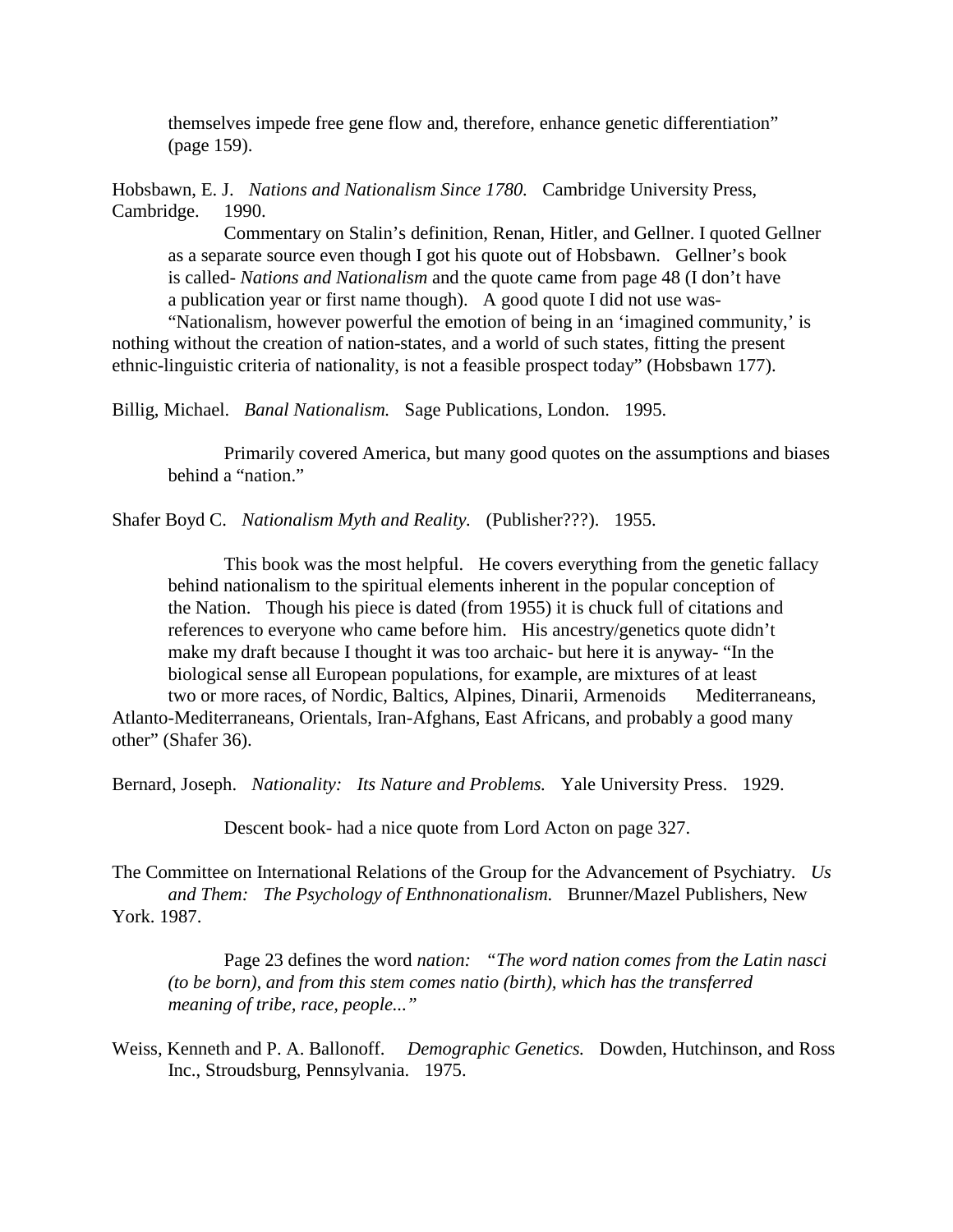themselves impede free gene flow and, therefore, enhance genetic differentiation" (page 159).

Hobsbawn, E. J. *Nations and Nationalism Since 1780.* Cambridge University Press, Cambridge. 1990.

Commentary on Stalin's definition, Renan, Hitler, and Gellner. I quoted Gellner as a separate source even though I got his quote out of Hobsbawn. Gellner's book is called- *Nations and Nationalism* and the quote came from page 48 (I don't have a publication year or first name though). A good quote I did not use was- "Nationalism, however powerful the emotion of being in an 'imagined community,' is nothing without the creation of nation-states, and a world of such states, fitting the present ethnic-linguistic criteria of nationality, is not a feasible prospect today" (Hobsbawn 177).

Billig, Michael. *Banal Nationalism.* Sage Publications, London. 1995.

Primarily covered America, but many good quotes on the assumptions and biases behind a "nation."

Shafer Boyd C. *Nationalism Myth and Reality.* (Publisher???). 1955.

This book was the most helpful. He covers everything from the genetic fallacy behind nationalism to the spiritual elements inherent in the popular conception of the Nation. Though his piece is dated (from 1955) it is chuck full of citations and references to everyone who came before him. His ancestry/genetics quote didn't make my draft because I thought it was too archaic- but here it is anyway- "In the biological sense all European populations, for example, are mixtures of at least two or more races, of Nordic, Baltics, Alpines, Dinarii, Armenoids Mediterraneans, Atlanto-Mediterraneans, Orientals, Iran-Afghans, East Africans, and probably a good many other" (Shafer 36).

Bernard, Joseph. *Nationality: Its Nature and Problems.* Yale University Press. 1929.

Descent book- had a nice quote from Lord Acton on page 327.

The Committee on International Relations of the Group for the Advancement of Psychiatry. *Us and Them: The Psychology of Enthnonationalism.* Brunner/Mazel Publishers, New York. 1987.

Page 23 defines the word *nation:* *"The word nation comes from the Latin nasci (to be born), and from this stem comes natio (birth), which has the transferred meaning of tribe, race, people..."*

Weiss, Kenneth and P. A. Ballonoff. *Demographic Genetics.* Dowden, Hutchinson, and Ross Inc., Stroudsburg, Pennsylvania. 1975.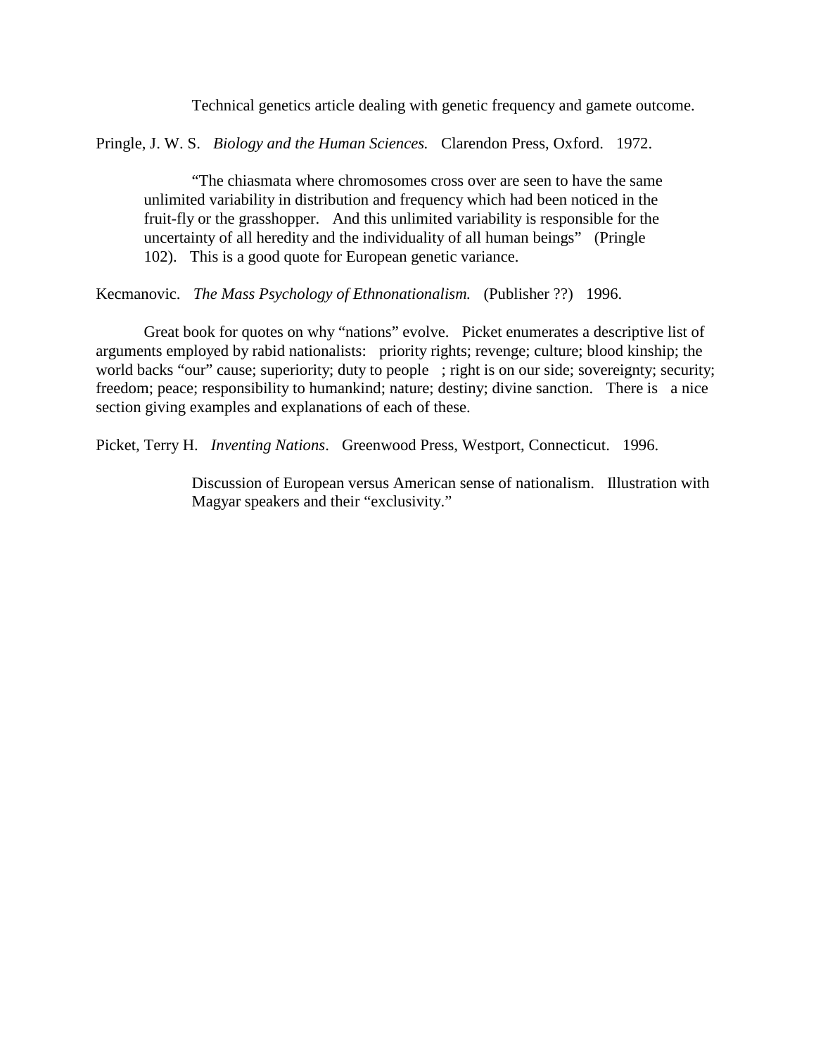Technical genetics article dealing with genetic frequency and gamete outcome.

Pringle, J. W. S. *Biology and the Human Sciences.* Clarendon Press, Oxford. 1972.

> "The chiasmata where chromosomes cross over are seen to have the same unlimited variability in distribution and frequency which had been noticed in the fruit-fly or the grasshopper. And this unlimited variability is responsible for the uncertainty of all heredity and the individuality of all human beings" (Pringle 102). This is a good quote for European genetic variance.

Kecmanovic. *The Mass Psychology of Ethnonationalism.* (Publisher ??) 1996.

Great book for quotes on why "nations" evolve. Picket enumerates a descriptive list of arguments employed by rabid nationalists: priority rights; revenge; culture; blood kinship; the world backs "our" cause; superiority; duty to people ; right is on our side; sovereignty; security; freedom; peace; responsibility to humankind; nature; destiny; divine sanction. There is a nice section giving examples and explanations of each of these.

Picket, Terry H. *Inventing Nations*. Greenwood Press, Westport, Connecticut. 1996.

> Discussion of European versus American sense of nationalism. Illustration with Magyar speakers and their "exclusivity."